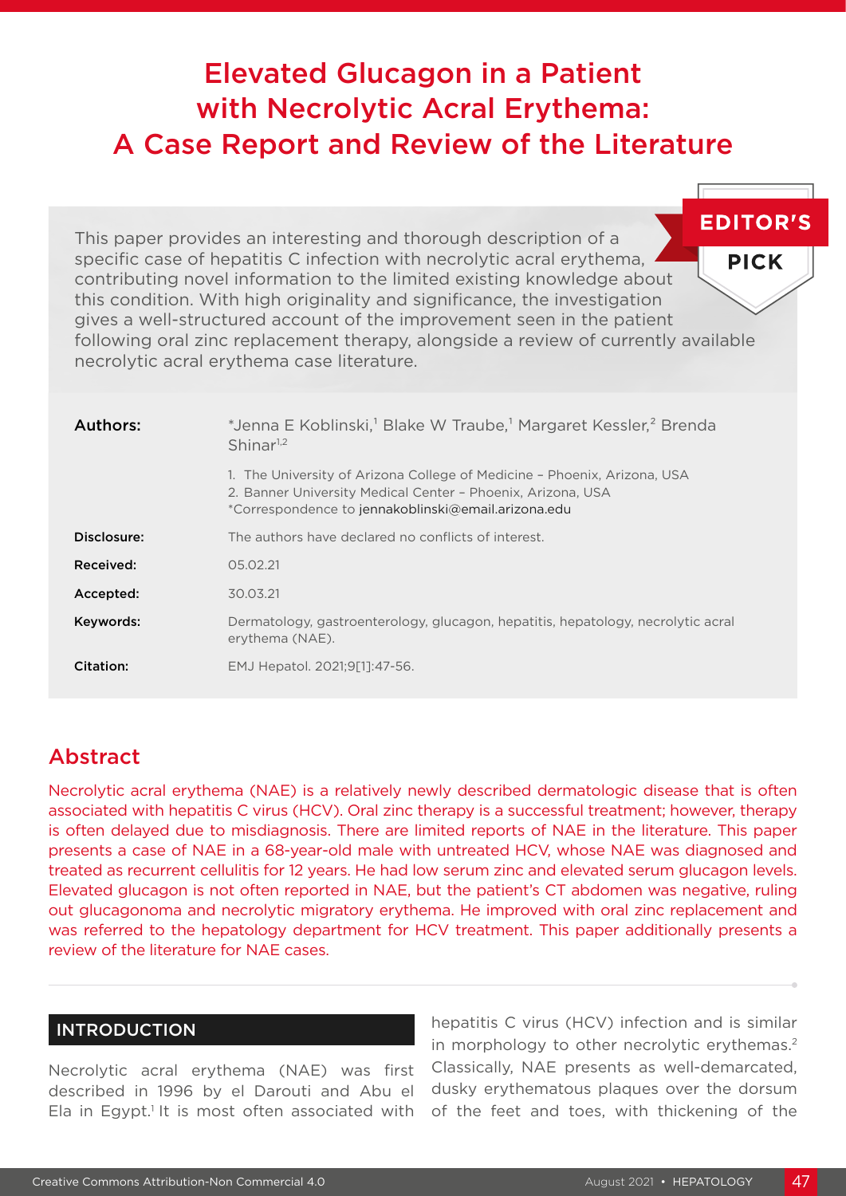# Elevated Glucagon in a Patient with Necrolytic Acral Erythema: A Case Report and Review of the Literature

**EDITOR'S PICK**

This paper provides an interesting and thorough description of a specific case of hepatitis C infection with necrolytic acral erythema, contributing novel information to the limited existing knowledge about this condition. With high originality and significance, the investigation gives a well-structured account of the improvement seen in the patient following oral zinc replacement therapy, alongside a review of currently available necrolytic acral erythema case literature.

**Authors:** *Jenna E Koblinski,[1] Blake W Traube,[1] Margaret Kessler,[2] Brenda Shinar[1,2]

1. The University of Arizona College of Medicine – Phoenix, Arizona, USA
2. Banner University Medical Center – Phoenix, Arizona, USA

*Correspondence to jennakoblinski@email.arizona.edu

**Disclosure:** The authors have declared no conflicts of interest.

**Received:** 05.02.21

**Accepted:** 30.03.21

**Keywords:** Dermatology, gastroenterology, glucagon, hepatitis, hepatology, necrolytic acral erythema (NAE).

**Citation:** EMJ Hepatol. 2021;9[1]:47-56.

## Abstract

Necrolytic acral erythema (NAE) is a relatively newly described dermatologic disease that is often associated with hepatitis C virus (HCV). Oral zinc therapy is a successful treatment; however, therapy is often delayed due to misdiagnosis. There are limited reports of NAE in the literature. This paper presents a case of NAE in a 68-year-old male with untreated HCV, whose NAE was diagnosed and treated as recurrent cellulitis for 12 years. He had low serum zinc and elevated serum glucagon levels. Elevated glucagon is not often reported in NAE, but the patient's CT abdomen was negative, ruling out glucagonoma and necrolytic migratory erythema. He improved with oral zinc replacement and was referred to the hepatology department for HCV treatment. This paper additionally presents a review of the literature for NAE cases.

## INTRODUCTION

Necrolytic acral erythema (NAE) was first described in 1996 by el Darouti and Abu el Ela in Egypt.[1] It is most often associated with hepatitis C virus (HCV) infection and is similar in morphology to other necrolytic erythemas.[2] Classically, NAE presents as well-demarcated, dusky erythematous plaques over the dorsum of the feet and toes, with thickening of the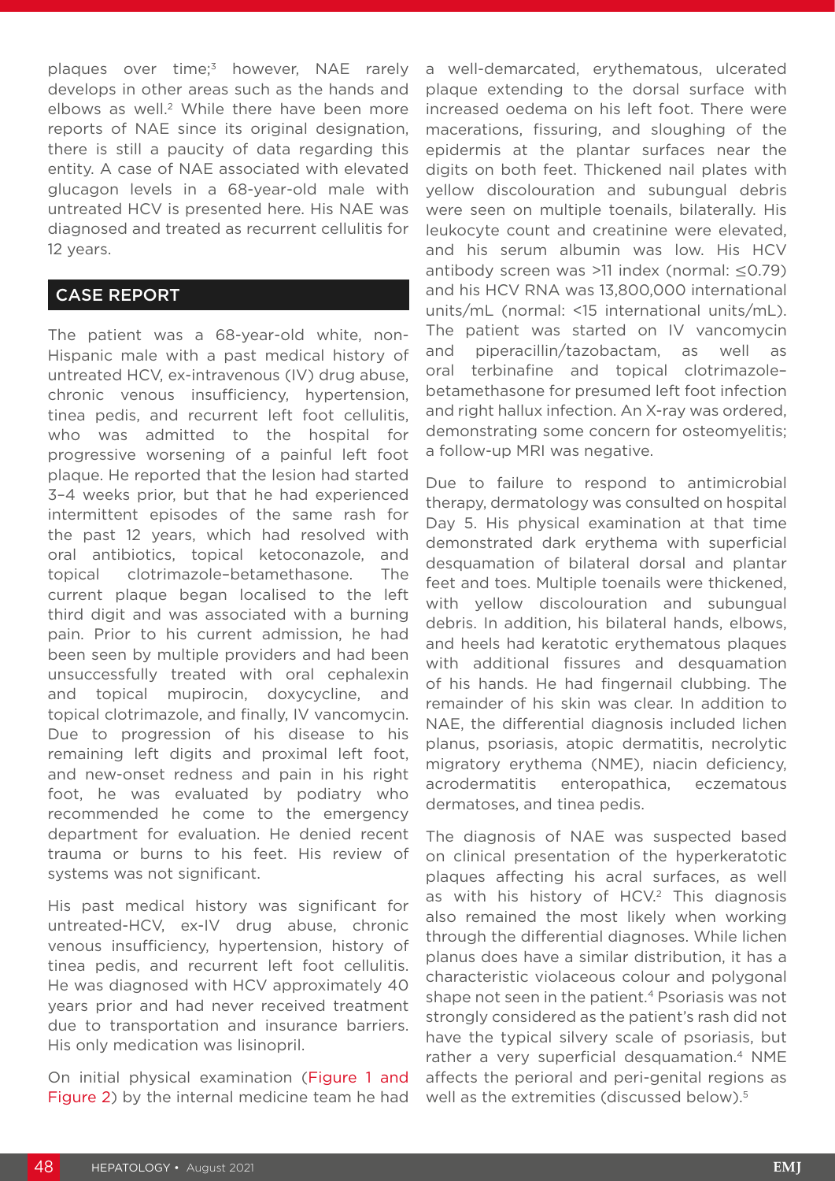plaques over time;[3] however, NAE rarely develops in other areas such as the hands and elbows as well.[2] While there have been more reports of NAE since its original designation, there is still a paucity of data regarding this entity. A case of NAE associated with elevated glucagon levels in a 68-year-old male with untreated HCV is presented here. His NAE was diagnosed and treated as recurrent cellulitis for 12 years.

## CASE REPORT

The patient was a 68-year-old white, non-Hispanic male with a past medical history of untreated HCV, ex-intravenous (IV) drug abuse, chronic venous insufficiency, hypertension, tinea pedis, and recurrent left foot cellulitis, who was admitted to the hospital for progressive worsening of a painful left foot plaque. He reported that the lesion had started 3–4 weeks prior, but that he had experienced intermittent episodes of the same rash for the past 12 years, which had resolved with oral antibiotics, topical ketoconazole, and topical clotrimazole–betamethasone. The current plaque began localised to the left third digit and was associated with a burning pain. Prior to his current admission, he had been seen by multiple providers and had been unsuccessfully treated with oral cephalexin and topical mupirocin, doxycycline, and topical clotrimazole, and finally, IV vancomycin. Due to progression of his disease to his remaining left digits and proximal left foot, and new-onset redness and pain in his right foot, he was evaluated by podiatry who recommended he come to the emergency department for evaluation. He denied recent trauma or burns to his feet. His review of systems was not significant.

His past medical history was significant for untreated-HCV, ex-IV drug abuse, chronic venous insufficiency, hypertension, history of tinea pedis, and recurrent left foot cellulitis. He was diagnosed with HCV approximately 40 years prior and had never received treatment due to transportation and insurance barriers. His only medication was lisinopril.

On initial physical examination (Figure 1 and Figure 2) by the internal medicine team he had a well-demarcated, erythematous, ulcerated plaque extending to the dorsal surface with increased oedema on his left foot. There were macerations, fissuring, and sloughing of the epidermis at the plantar surfaces near the digits on both feet. Thickened nail plates with yellow discolouration and subungual debris were seen on multiple toenails, bilaterally. His leukocyte count and creatinine were elevated, and his serum albumin was low. His HCV antibody screen was >11 index (normal: ≤0.79) and his HCV RNA was 13,800,000 international units/mL (normal: <15 international units/mL). The patient was started on IV vancomycin and piperacillin/tazobactam, as well as oral terbinafine and topical clotrimazole–betamethasone for presumed left foot infection and right hallux infection. An X-ray was ordered, demonstrating some concern for osteomyelitis; a follow-up MRI was negative.

Due to failure to respond to antimicrobial therapy, dermatology was consulted on hospital Day 5. His physical examination at that time demonstrated dark erythema with superficial desquamation of bilateral dorsal and plantar feet and toes. Multiple toenails were thickened, with yellow discolouration and subungual debris. In addition, his bilateral hands, elbows, and heels had keratotic erythematous plaques with additional fissures and desquamation of his hands. He had fingernail clubbing. The remainder of his skin was clear. In addition to NAE, the differential diagnosis included lichen planus, psoriasis, atopic dermatitis, necrolytic migratory erythema (NME), niacin deficiency, acrodermatitis enteropathica, eczematous dermatoses, and tinea pedis.

The diagnosis of NAE was suspected based on clinical presentation of the hyperkeratotic plaques affecting his acral surfaces, as well as with his history of HCV.[2] This diagnosis also remained the most likely when working through the differential diagnoses. While lichen planus does have a similar distribution, it has a characteristic violaceous colour and polygonal shape not seen in the patient.[4] Psoriasis was not strongly considered as the patient's rash did not have the typical silvery scale of psoriasis, but rather a very superficial desquamation.[4] NME affects the perioral and peri-genital regions as well as the extremities (discussed below).[5]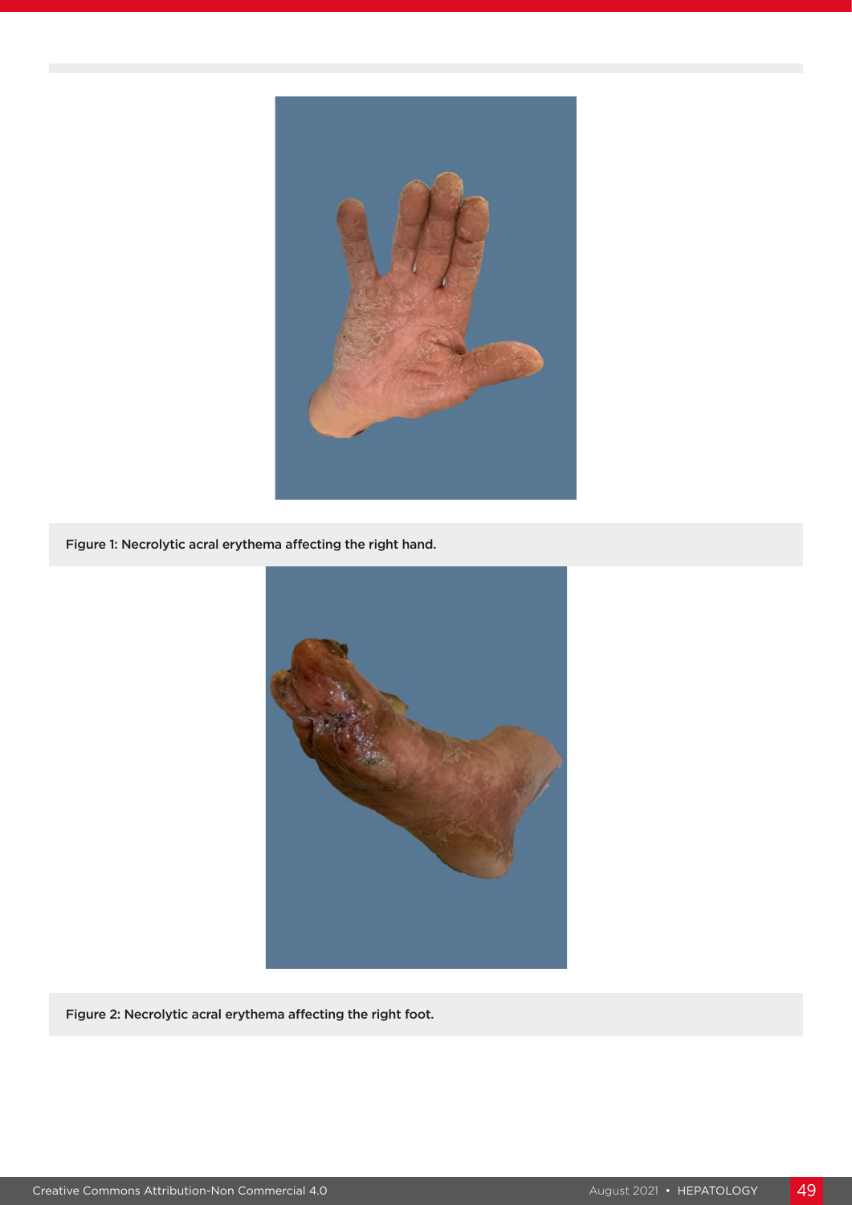Figure 1: Necrolytic acral erythema affecting the right hand.

Figure 2: Necrolytic acral erythema affecting the right foot.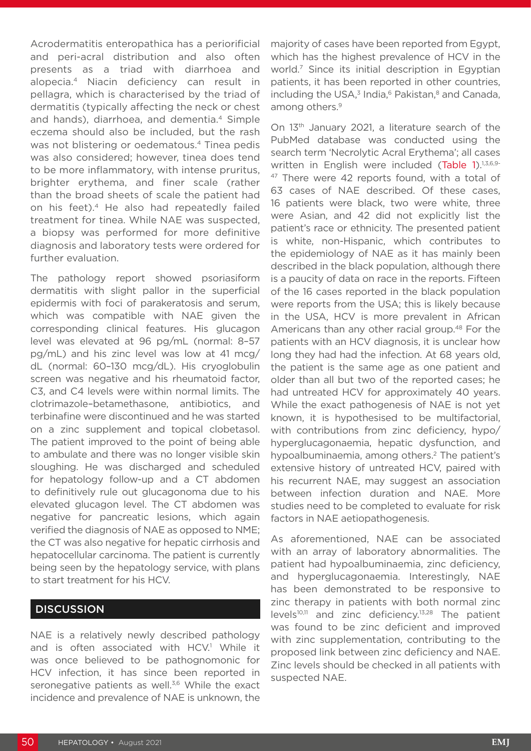Acrodermatitis enteropathica has a periorificial and peri-acral distribution and also often presents as a triad with diarrhoea and alopecia.[4] Niacin deficiency can result in pellagra, which is characterised by the triad of dermatitis (typically affecting the neck or chest and hands), diarrhoea, and dementia.[4] Simple eczema should also be included, but the rash was not blistering or oedematous.[4] Tinea pedis was also considered; however, tinea does tend to be more inflammatory, with intense pruritus, brighter erythema, and finer scale (rather than the broad sheets of scale the patient had on his feet).[4] He also had repeatedly failed treatment for tinea. While NAE was suspected, a biopsy was performed for more definitive diagnosis and laboratory tests were ordered for further evaluation.

The pathology report showed psoriasiform dermatitis with slight pallor in the superficial epidermis with foci of parakeratosis and serum, which was compatible with NAE given the corresponding clinical features. His glucagon level was elevated at 96 pg/mL (normal: 8–57 pg/mL) and his zinc level was low at 41 mcg/dL (normal: 60–130 mcg/dL). His cryoglobulin screen was negative and his rheumatoid factor, C3, and C4 levels were within normal limits. The clotrimazole–betamethasone, antibiotics, and terbinafine were discontinued and he was started on a zinc supplement and topical clobetasol. The patient improved to the point of being able to ambulate and there was no longer visible skin sloughing. He was discharged and scheduled for hepatology follow-up and a CT abdomen to definitively rule out glucagonoma due to his elevated glucagon level. The CT abdomen was negative for pancreatic lesions, which again verified the diagnosis of NAE as opposed to NME; the CT was also negative for hepatic cirrhosis and hepatocellular carcinoma. The patient is currently being seen by the hepatology service, with plans to start treatment for his HCV.

## DISCUSSION

NAE is a relatively newly described pathology and is often associated with HCV.[1] While it was once believed to be pathognomonic for HCV infection, it has since been reported in seronegative patients as well.[3,6] While the exact incidence and prevalence of NAE is unknown, the majority of cases have been reported from Egypt, which has the highest prevalence of HCV in the world.[7] Since its initial description in Egyptian patients, it has been reported in other countries, including the USA,[3] India,[6] Pakistan,[8] and Canada, among others.[9]

On 13th January 2021, a literature search of the PubMed database was conducted using the search term 'Necrolytic Acral Erythema'; all cases written in English were included (Table 1).[1,3,6,9-47] There were 42 reports found, with a total of 63 cases of NAE described. Of these cases, 16 patients were black, two were white, three were Asian, and 42 did not explicitly list the patient's race or ethnicity. The presented patient is white, non-Hispanic, which contributes to the epidemiology of NAE as it has mainly been described in the black population, although there is a paucity of data on race in the reports. Fifteen of the 16 cases reported in the black population were reports from the USA; this is likely because in the USA, HCV is more prevalent in African Americans than any other racial group.[48] For the patients with an HCV diagnosis, it is unclear how long they had had the infection. At 68 years old, the patient is the same age as one patient and older than all but two of the reported cases; he had untreated HCV for approximately 40 years. While the exact pathogenesis of NAE is not yet known, it is hypothesised to be multifactorial, with contributions from zinc deficiency, hypo/hyperglucagonaemia, hepatic dysfunction, and hypoalbuminaemia, among others.[2] The patient's extensive history of untreated HCV, paired with his recurrent NAE, may suggest an association between infection duration and NAE. More studies need to be completed to evaluate for risk factors in NAE aetiopathogenesis.

As aforementioned, NAE can be associated with an array of laboratory abnormalities. The patient had hypoalbuminaemia, zinc deficiency, and hyperglucagonaemia. Interestingly, NAE has been demonstrated to be responsive to zinc therapy in patients with both normal zinc levels[10,11] and zinc deficiency.[13,28] The patient was found to be zinc deficient and improved with zinc supplementation, contributing to the proposed link between zinc deficiency and NAE. Zinc levels should be checked in all patients with suspected NAE.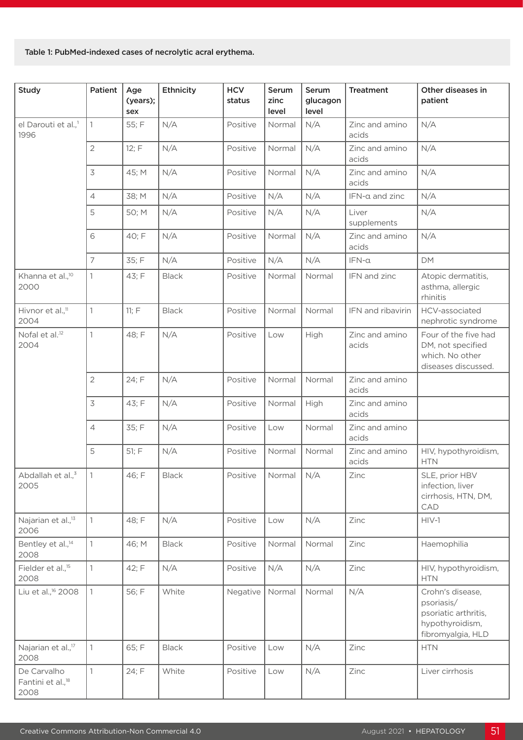Table 1: PubMed-indexed cases of necrolytic acral erythema.

| Study | Patient | Age (years); sex | Ethnicity | HCV status | Serum zinc level | Serum glucagon level | Treatment | Other diseases in patient |
|---|---|---|---|---|---|---|---|---|
| el Darouti et al.,[1] 1996 | 1 | 55; F | N/A | Positive | Normal | N/A | Zinc and amino acids | N/A |
| | 2 | 12; F | N/A | Positive | Normal | N/A | Zinc and amino acids | N/A |
| | 3 | 45; M | N/A | Positive | Normal | N/A | Zinc and amino acids | N/A |
| | 4 | 38; M | N/A | Positive | N/A | N/A | IFN-α and zinc | N/A |
| | 5 | 50; M | N/A | Positive | N/A | N/A | Liver supplements | N/A |
| | 6 | 40; F | N/A | Positive | Normal | N/A | Zinc and amino acids | N/A |
| | 7 | 35; F | N/A | Positive | N/A | N/A | IFN-α | DM |
| Khanna et al.,[10] 2000 | 1 | 43; F | Black | Positive | Normal | Normal | IFN and zinc | Atopic dermatitis, asthma, allergic rhinitis |
| Hivnor et al.,[11] 2004 | 1 | 11; F | Black | Positive | Normal | Normal | IFN and ribavirin | HCV-associated nephrotic syndrome |
| Nofal et al.[12] 2004 | 1 | 48; F | N/A | Positive | Low | High | Zinc and amino acids | Four of the five had DM, not specified which. No other diseases discussed. |
| | 2 | 24; F | N/A | Positive | Normal | Normal | Zinc and amino acids | |
| | 3 | 43; F | N/A | Positive | Normal | High | Zinc and amino acids | |
| | 4 | 35; F | N/A | Positive | Low | Normal | Zinc and amino acids | |
| | 5 | 51; F | N/A | Positive | Normal | Normal | Zinc and amino acids | HIV, hypothyroidism, HTN |
| Abdallah et al.,[3] 2005 | 1 | 46; F | Black | Positive | Normal | N/A | Zinc | SLE, prior HBV infection, liver cirrhosis, HTN, DM, CAD |
| Najarian et al.,[13] 2006 | 1 | 48; F | N/A | Positive | Low | N/A | Zinc | HIV-1 |
| Bentley et al.,[14] 2008 | 1 | 46; M | Black | Positive | Normal | Normal | Zinc | Haemophilia |
| Fielder et al.,[15] 2008 | 1 | 42; F | N/A | Positive | N/A | N/A | Zinc | HIV, hypothyroidism, HTN |
| Liu et al.,[16] 2008 | 1 | 56; F | White | Negative | Normal | Normal | N/A | Crohn's disease, psoriasis/psoriatic arthritis, hypothyroidism, fibromyalgia, HLD |
| Najarian et al.,[17] 2008 | 1 | 65; F | Black | Positive | Low | N/A | Zinc | HTN |
| De Carvalho Fantini et al.,[18] 2008 | 1 | 24; F | White | Positive | Low | N/A | Zinc | Liver cirrhosis |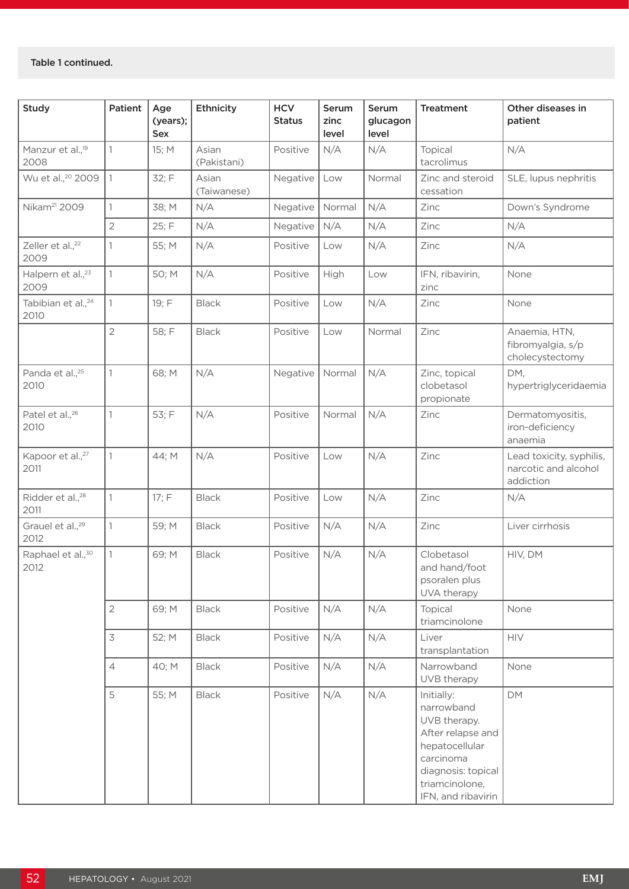Table 1 continued.

| Study | Patient | Age (years); Sex | Ethnicity | HCV Status | Serum zinc level | Serum glucagon level | Treatment | Other diseases in patient |
|---|---|---|---|---|---|---|---|---|
| Manzur et al.,[19] 2008 | 1 | 15; M | Asian (Pakistani) | Positive | N/A | N/A | Topical tacrolimus | N/A |
| Wu et al.,[20] 2009 | 1 | 32; F | Asian (Taiwanese) | Negative | Low | Normal | Zinc and steroid cessation | SLE, lupus nephritis |
| Nikam[21] 2009 | 1 | 38; M | N/A | Negative | Normal | N/A | Zinc | Down's Syndrome |
| | 2 | 25; F | N/A | Negative | N/A | N/A | Zinc | N/A |
| Zeller et al.,[22] 2009 | 1 | 55; M | N/A | Positive | Low | N/A | Zinc | N/A |
| Halpern et al.,[23] 2009 | 1 | 50; M | N/A | Positive | High | Low | IFN, ribavirin, zinc | None |
| Tabibian et al.,[24] 2010 | 1 | 19; F | Black | Positive | Low | N/A | Zinc | None |
| | 2 | 58; F | Black | Positive | Low | Normal | Zinc | Anaemia, HTN, fibromyalgia, s/p cholecystectomy |
| Panda et al.,[25] 2010 | 1 | 68; M | N/A | Negative | Normal | N/A | Zinc, topical clobetasol propionate | DM, hypertriglyceridaemia |
| Patel et al.,[26] 2010 | 1 | 53; F | N/A | Positive | Normal | N/A | Zinc | Dermatomyositis, iron-deficiency anaemia |
| Kapoor et al.,[27] 2011 | 1 | 44; M | N/A | Positive | Low | N/A | Zinc | Lead toxicity, syphilis, narcotic and alcohol addiction |
| Ridder et al.,[28] 2011 | 1 | 17; F | Black | Positive | Low | N/A | Zinc | N/A |
| Grauel et al.,[29] 2012 | 1 | 59; M | Black | Positive | N/A | N/A | Zinc | Liver cirrhosis |
| Raphael et al.,[30] 2012 | 1 | 69; M | Black | Positive | N/A | N/A | Clobetasol and hand/foot psoralen plus UVA therapy | HIV, DM |
| | 2 | 69; M | Black | Positive | N/A | N/A | Topical triamcinolone | None |
| | 3 | 52; M | Black | Positive | N/A | N/A | Liver transplantation | HIV |
| | 4 | 40; M | Black | Positive | N/A | N/A | Narrowband UVB therapy | None |
| | 5 | 55; M | Black | Positive | N/A | N/A | Initially: narrowband UVB therapy. After relapse and hepatocellular carcinoma diagnosis: topical triamcinolone, IFN, and ribavirin | DM |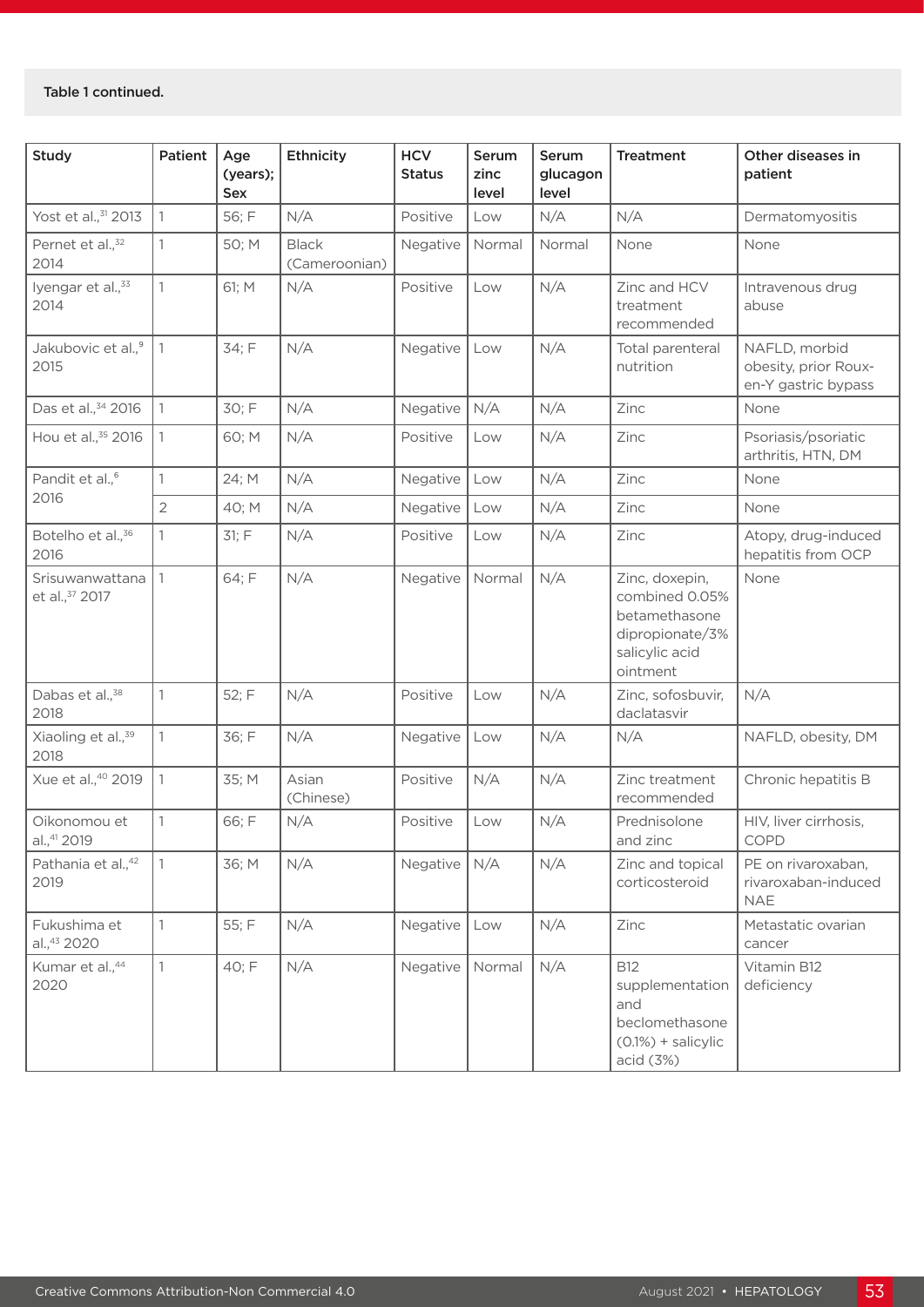Table 1 continued.

| Study | Patient | Age (years); Sex | Ethnicity | HCV Status | Serum zinc level | Serum glucagon level | Treatment | Other diseases in patient |
|---|---|---|---|---|---|---|---|---|
| Yost et al.,[31] 2013 | 1 | 56; F | N/A | Positive | Low | N/A | N/A | Dermatomyositis |
| Pernet et al.,[32] 2014 | 1 | 50; M | Black (Cameroonian) | Negative | Normal | Normal | None | None |
| Iyengar et al.,[33] 2014 | 1 | 61; M | N/A | Positive | Low | N/A | Zinc and HCV treatment recommended | Intravenous drug abuse |
| Jakubovic et al.,[9] 2015 | 1 | 34; F | N/A | Negative | Low | N/A | Total parenteral nutrition | NAFLD, morbid obesity, prior Roux-en-Y gastric bypass |
| Das et al.,[34] 2016 | 1 | 30; F | N/A | Negative | N/A | N/A | Zinc | None |
| Hou et al.,[35] 2016 | 1 | 60; M | N/A | Positive | Low | N/A | Zinc | Psoriasis/psoriatic arthritis, HTN, DM |
| Pandit et al.,[6] 2016 | 1 | 24; M | N/A | Negative | Low | N/A | Zinc | None |
| | 2 | 40; M | N/A | Negative | Low | N/A | Zinc | None |
| Botelho et al.,[36] 2016 | 1 | 31; F | N/A | Positive | Low | N/A | Zinc | Atopy, drug-induced hepatitis from OCP |
| Srisuwanwattana et al.,[37] 2017 | 1 | 64; F | N/A | Negative | Normal | N/A | Zinc, doxepin, combined 0.05% betamethasone dipropionate/3% salicylic acid ointment | None |
| Dabas et al.,[38] 2018 | 1 | 52; F | N/A | Positive | Low | N/A | Zinc, sofosbuvir, daclatasvir | N/A |
| Xiaoling et al.,[39] 2018 | 1 | 36; F | N/A | Negative | Low | N/A | N/A | NAFLD, obesity, DM |
| Xue et al.,[40] 2019 | 1 | 35; M | Asian (Chinese) | Positive | N/A | N/A | Zinc treatment recommended | Chronic hepatitis B |
| Oikonomou et al.,[41] 2019 | 1 | 66; F | N/A | Positive | Low | N/A | Prednisolone and zinc | HIV, liver cirrhosis, COPD |
| Pathania et al.,[42] 2019 | 1 | 36; M | N/A | Negative | N/A | N/A | Zinc and topical corticosteroid | PE on rivaroxaban, rivaroxaban-induced NAE |
| Fukushima et al.,[43] 2020 | 1 | 55; F | N/A | Negative | Low | N/A | Zinc | Metastatic ovarian cancer |
| Kumar et al.,[44] 2020 | 1 | 40; F | N/A | Negative | Normal | N/A | B12 supplementation and beclomethasone (0.1%) + salicylic acid (3%) | Vitamin B12 deficiency |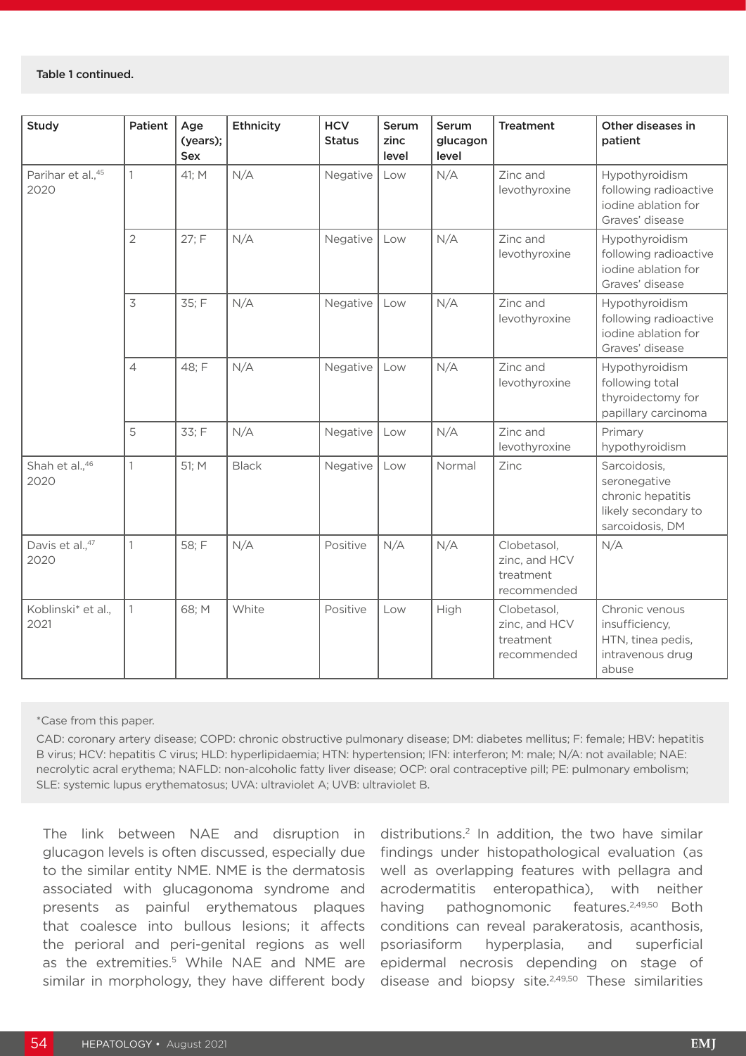Table 1 continued.

| Study | Patient | Age (years); Sex | Ethnicity | HCV Status | Serum zinc level | Serum glucagon level | Treatment | Other diseases in patient |
|---|---|---|---|---|---|---|---|---|
| Parihar et al.,[45] 2020 | 1 | 41; M | N/A | Negative | Low | N/A | Zinc and levothyroxine | Hypothyroidism following radioactive iodine ablation for Graves' disease |
| | 2 | 27; F | N/A | Negative | Low | N/A | Zinc and levothyroxine | Hypothyroidism following radioactive iodine ablation for Graves' disease |
| | 3 | 35; F | N/A | Negative | Low | N/A | Zinc and levothyroxine | Hypothyroidism following radioactive iodine ablation for Graves' disease |
| | 4 | 48; F | N/A | Negative | Low | N/A | Zinc and levothyroxine | Hypothyroidism following total thyroidectomy for papillary carcinoma |
| | 5 | 33; F | N/A | Negative | Low | N/A | Zinc and levothyroxine | Primary hypothyroidism |
| Shah et al.,[46] 2020 | 1 | 51; M | Black | Negative | Low | Normal | Zinc | Sarcoidosis, seronegative chronic hepatitis likely secondary to sarcoidosis, DM |
| Davis et al.,[47] 2020 | 1 | 58; F | N/A | Positive | N/A | N/A | Clobetasol, zinc, and HCV treatment recommended | N/A |
| Koblinski* et al., 2021 | 1 | 68; M | White | Positive | Low | High | Clobetasol, zinc, and HCV treatment recommended | Chronic venous insufficiency, HTN, tinea pedis, intravenous drug abuse |

*Case from this paper.

CAD: coronary artery disease; COPD: chronic obstructive pulmonary disease; DM: diabetes mellitus; F: female; HBV: hepatitis B virus; HCV: hepatitis C virus; HLD: hyperlipidaemia; HTN: hypertension; IFN: interferon; M: male; N/A: not available; NAE: necrolytic acral erythema; NAFLD: non-alcoholic fatty liver disease; OCP: oral contraceptive pill; PE: pulmonary embolism; SLE: systemic lupus erythematosus; UVA: ultraviolet A; UVB: ultraviolet B.

The link between NAE and disruption in glucagon levels is often discussed, especially due to the similar entity NME. NME is the dermatosis associated with glucagonoma syndrome and presents as painful erythematous plaques that coalesce into bullous lesions; it affects the perioral and peri-genital regions as well as the extremities.[5] While NAE and NME are similar in morphology, they have different body distributions.[2] In addition, the two have similar findings under histopathological evaluation (as well as overlapping features with pellagra and acrodermatitis enteropathica), with neither having pathognomonic features.[2,49,50] Both conditions can reveal parakeratosis, acanthosis, psoriasiform hyperplasia, and superficial epidermal necrosis depending on stage of disease and biopsy site.[2,49,50] These similarities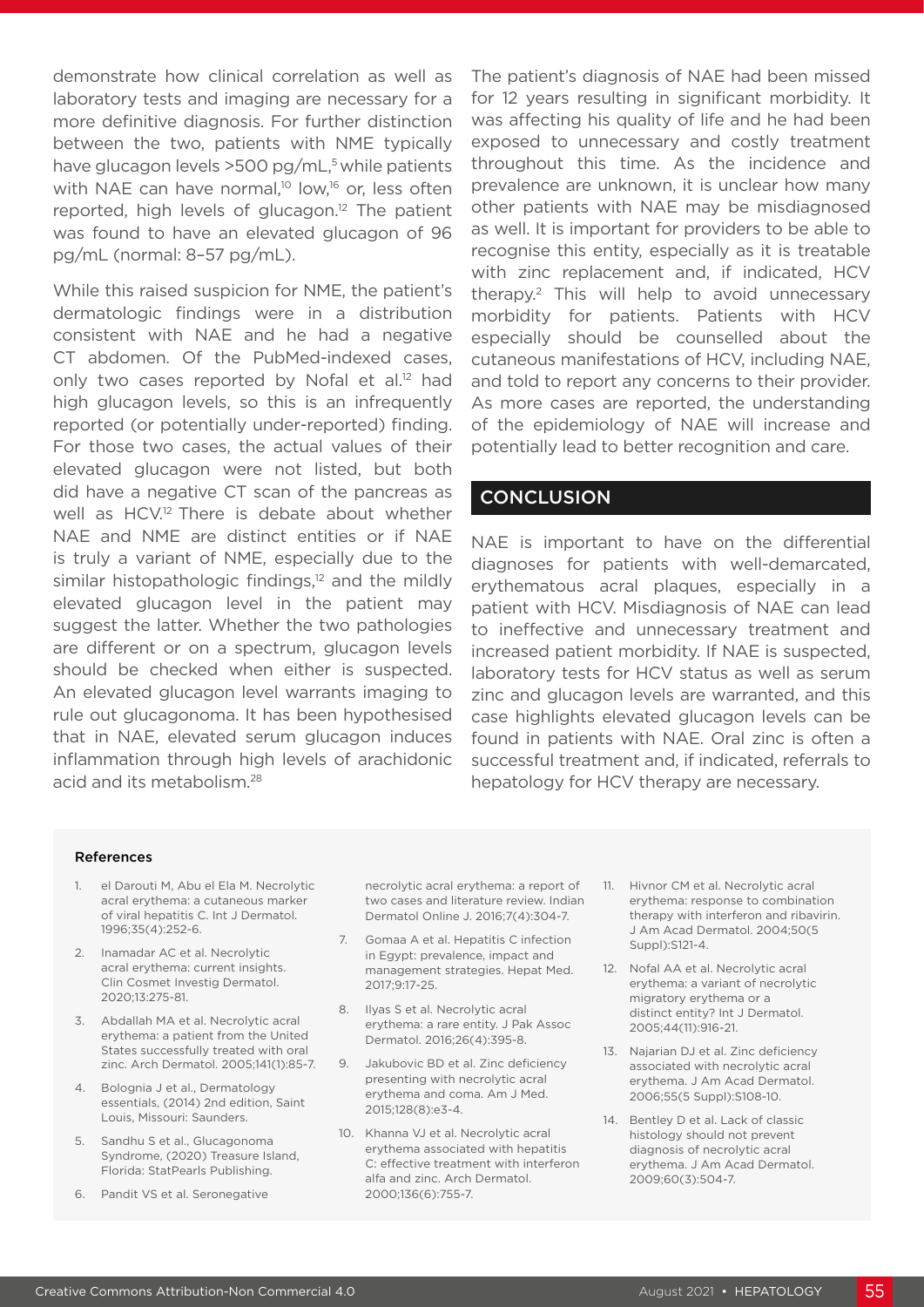demonstrate how clinical correlation as well as laboratory tests and imaging are necessary for a more definitive diagnosis. For further distinction between the two, patients with NME typically have glucagon levels >500 pg/mL,[5] while patients with NAE can have normal,[10] low,[16] or, less often reported, high levels of glucagon.[12] The patient was found to have an elevated glucagon of 96 pg/mL (normal: 8–57 pg/mL).

While this raised suspicion for NME, the patient's dermatologic findings were in a distribution consistent with NAE and he had a negative CT abdomen. Of the PubMed-indexed cases, only two cases reported by Nofal et al.[12] had high glucagon levels, so this is an infrequently reported (or potentially under-reported) finding. For those two cases, the actual values of their elevated glucagon were not listed, but both did have a negative CT scan of the pancreas as well as HCV.[12] There is debate about whether NAE and NME are distinct entities or if NAE is truly a variant of NME, especially due to the similar histopathologic findings,[12] and the mildly elevated glucagon level in the patient may suggest the latter. Whether the two pathologies are different or on a spectrum, glucagon levels should be checked when either is suspected. An elevated glucagon level warrants imaging to rule out glucagonoma. It has been hypothesised that in NAE, elevated serum glucagon induces inflammation through high levels of arachidonic acid and its metabolism.[28]

The patient's diagnosis of NAE had been missed for 12 years resulting in significant morbidity. It was affecting his quality of life and he had been exposed to unnecessary and costly treatment throughout this time. As the incidence and prevalence are unknown, it is unclear how many other patients with NAE may be misdiagnosed as well. It is important for providers to be able to recognise this entity, especially as it is treatable with zinc replacement and, if indicated, HCV therapy.[2] This will help to avoid unnecessary morbidity for patients. Patients with HCV especially should be counselled about the cutaneous manifestations of HCV, including NAE, and told to report any concerns to their provider. As more cases are reported, the understanding of the epidemiology of NAE will increase and potentially lead to better recognition and care.

## CONCLUSION

NAE is important to have on the differential diagnoses for patients with well-demarcated, erythematous acral plaques, especially in a patient with HCV. Misdiagnosis of NAE can lead to ineffective and unnecessary treatment and increased patient morbidity. If NAE is suspected, laboratory tests for HCV status as well as serum zinc and glucagon levels are warranted, and this case highlights elevated glucagon levels can be found in patients with NAE. Oral zinc is often a successful treatment and, if indicated, referrals to hepatology for HCV therapy are necessary.

### References

1. el Darouti M, Abu el Ela M. Necrolytic acral erythema: a cutaneous marker of viral hepatitis C. Int J Dermatol. 1996;35(4):252-6.
2. Inamadar AC et al. Necrolytic acral erythema: current insights. Clin Cosmet Investig Dermatol. 2020;13:275-81.
3. Abdallah MA et al. Necrolytic acral erythema: a patient from the United States successfully treated with oral zinc. Arch Dermatol. 2005;141(1):85-7.
4. Bolognia J et al., Dermatology essentials, (2014) 2nd edition, Saint Louis, Missouri: Saunders.
5. Sandhu S et al., Glucagonoma Syndrome, (2020) Treasure Island, Florida: StatPearls Publishing.
6. Pandit VS et al. Seronegative necrolytic acral erythema: a report of two cases and literature review. Indian Dermatol Online J. 2016;7(4):304-7.
7. Gomaa A et al. Hepatitis C infection in Egypt: prevalence, impact and management strategies. Hepat Med. 2017;9:17-25.
8. Ilyas S et al. Necrolytic acral erythema: a rare entity. J Pak Assoc Dermatol. 2016;26(4):395-8.
9. Jakubovic BD et al. Zinc deficiency presenting with necrolytic acral erythema and coma. Am J Med. 2015;128(8):e3-4.
10. Khanna VJ et al. Necrolytic acral erythema associated with hepatitis C: effective treatment with interferon alfa and zinc. Arch Dermatol. 2000;136(6):755-7.
11. Hivnor CM et al. Necrolytic acral erythema: response to combination therapy with interferon and ribavirin. J Am Acad Dermatol. 2004;50(5 Suppl):S121-4.
12. Nofal AA et al. Necrolytic acral erythema: a variant of necrolytic migratory erythema or a distinct entity? Int J Dermatol. 2005;44(11):916-21.
13. Najarian DJ et al. Zinc deficiency associated with necrolytic acral erythema. J Am Acad Dermatol. 2006;55(5 Suppl):S108-10.
14. Bentley D et al. Lack of classic histology should not prevent diagnosis of necrolytic acral erythema. J Am Acad Dermatol. 2009;60(3):504-7.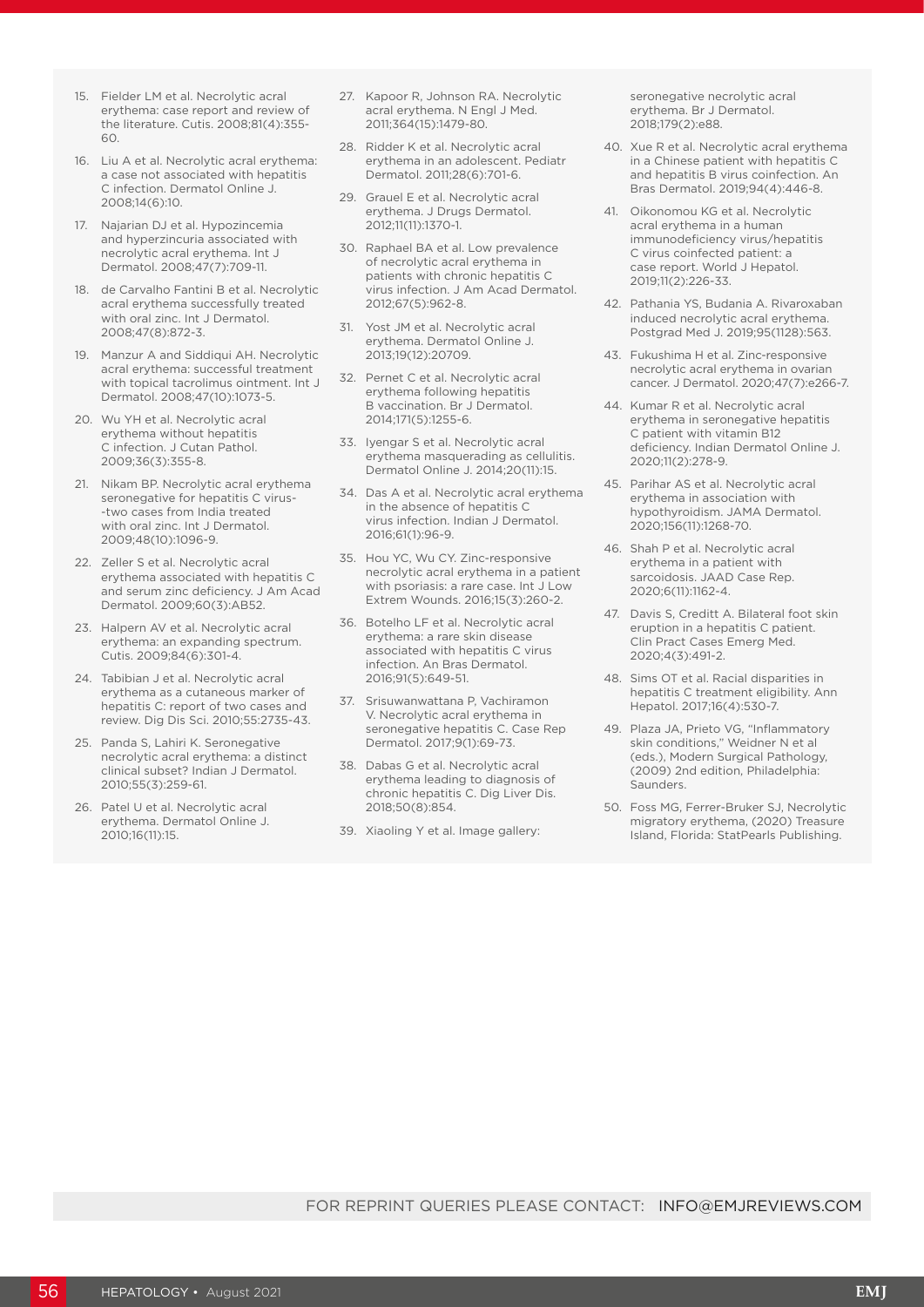15. Fielder LM et al. Necrolytic acral erythema: case report and review of the literature. Cutis. 2008;81(4):355-60.
16. Liu A et al. Necrolytic acral erythema: a case not associated with hepatitis C infection. Dermatol Online J. 2008;14(6):10.
17. Najarian DJ et al. Hypozincemia and hyperzincuria associated with necrolytic acral erythema. Int J Dermatol. 2008;47(7):709-11.
18. de Carvalho Fantini B et al. Necrolytic acral erythema successfully treated with oral zinc. Int J Dermatol. 2008;47(8):872-3.
19. Manzur A and Siddiqui AH. Necrolytic acral erythema: successful treatment with topical tacrolimus ointment. Int J Dermatol. 2008;47(10):1073-5.
20. Wu YH et al. Necrolytic acral erythema without hepatitis C infection. J Cutan Pathol. 2009;36(3):355-8.
21. Nikam BP. Necrolytic acral erythema seronegative for hepatitis C virus--two cases from India treated with oral zinc. Int J Dermatol. 2009;48(10):1096-9.
22. Zeller S et al. Necrolytic acral erythema associated with hepatitis C and serum zinc deficiency. J Am Acad Dermatol. 2009;60(3):AB52.
23. Halpern AV et al. Necrolytic acral erythema: an expanding spectrum. Cutis. 2009;84(6):301-4.
24. Tabibian J et al. Necrolytic acral erythema as a cutaneous marker of hepatitis C: report of two cases and review. Dig Dis Sci. 2010;55:2735-43.
25. Panda S, Lahiri K. Seronegative necrolytic acral erythema: a distinct clinical subset? Indian J Dermatol. 2010;55(3):259-61.
26. Patel U et al. Necrolytic acral erythema. Dermatol Online J. 2010;16(11):15.
27. Kapoor R, Johnson RA. Necrolytic acral erythema. N Engl J Med. 2011;364(15):1479-80.
28. Ridder K et al. Necrolytic acral erythema in an adolescent. Pediatr Dermatol. 2011;28(6):701-6.
29. Grauel E et al. Necrolytic acral erythema. J Drugs Dermatol. 2012;11(11):1370-1.
30. Raphael BA et al. Low prevalence of necrolytic acral erythema in patients with chronic hepatitis C virus infection. J Am Acad Dermatol. 2012;67(5):962-8.
31. Yost JM et al. Necrolytic acral erythema. Dermatol Online J. 2013;19(12):20709.
32. Pernet C et al. Necrolytic acral erythema following hepatitis B vaccination. Br J Dermatol. 2014;171(5):1255-6.
33. Iyengar S et al. Necrolytic acral erythema masquerading as cellulitis. Dermatol Online J. 2014;20(11):15.
34. Das A et al. Necrolytic acral erythema in the absence of hepatitis C virus infection. Indian J Dermatol. 2016;61(1):96-9.
35. Hou YC, Wu CY. Zinc-responsive necrolytic acral erythema in a patient with psoriasis: a rare case. Int J Low Extrem Wounds. 2016;15(3):260-2.
36. Botelho LF et al. Necrolytic acral erythema: a rare skin disease associated with hepatitis C virus infection. An Bras Dermatol. 2016;91(5):649-51.
37. Srisuwanwattana P, Vachiramon V. Necrolytic acral erythema in seronegative hepatitis C. Case Rep Dermatol. 2017;9(1):69-73.
38. Dabas G et al. Necrolytic acral erythema leading to diagnosis of chronic hepatitis C. Dig Liver Dis. 2018;50(8):854.
39. Xiaoling Y et al. Image gallery: seronegative necrolytic acral erythema. Br J Dermatol. 2018;179(2):e88.
40. Xue R et al. Necrolytic acral erythema in a Chinese patient with hepatitis C and hepatitis B virus coinfection. An Bras Dermatol. 2019;94(4):446-8.
41. Oikonomou KG et al. Necrolytic acral erythema in a human immunodeficiency virus/hepatitis C virus coinfected patient: a case report. World J Hepatol. 2019;11(2):226-33.
42. Pathania YS, Budania A. Rivaroxaban induced necrolytic acral erythema. Postgrad Med J. 2019;95(1128):563.
43. Fukushima H et al. Zinc-responsive necrolytic acral erythema in ovarian cancer. J Dermatol. 2020;47(7):e266-7.
44. Kumar R et al. Necrolytic acral erythema in seronegative hepatitis C patient with vitamin B12 deficiency. Indian Dermatol Online J. 2020;11(2):278-9.
45. Parihar AS et al. Necrolytic acral erythema in association with hypothyroidism. JAMA Dermatol. 2020;156(11):1268-70.
46. Shah P et al. Necrolytic acral erythema in a patient with sarcoidosis. JAAD Case Rep. 2020;6(11):1162-4.
47. Davis S, Creditt A. Bilateral foot skin eruption in a hepatitis C patient. Clin Pract Cases Emerg Med. 2020;4(3):491-2.
48. Sims OT et al. Racial disparities in hepatitis C treatment eligibility. Ann Hepatol. 2017;16(4):530-7.
49. Plaza JA, Prieto VG, "Inflammatory skin conditions," Weidner N et al (eds.), Modern Surgical Pathology, (2009) 2nd edition, Philadelphia: Saunders.
50. Foss MG, Ferrer-Bruker SJ, Necrolytic migratory erythema, (2020) Treasure Island, Florida: StatPearls Publishing.

FOR REPRINT QUERIES PLEASE CONTACT: INFO@EMJREVIEWS.COM